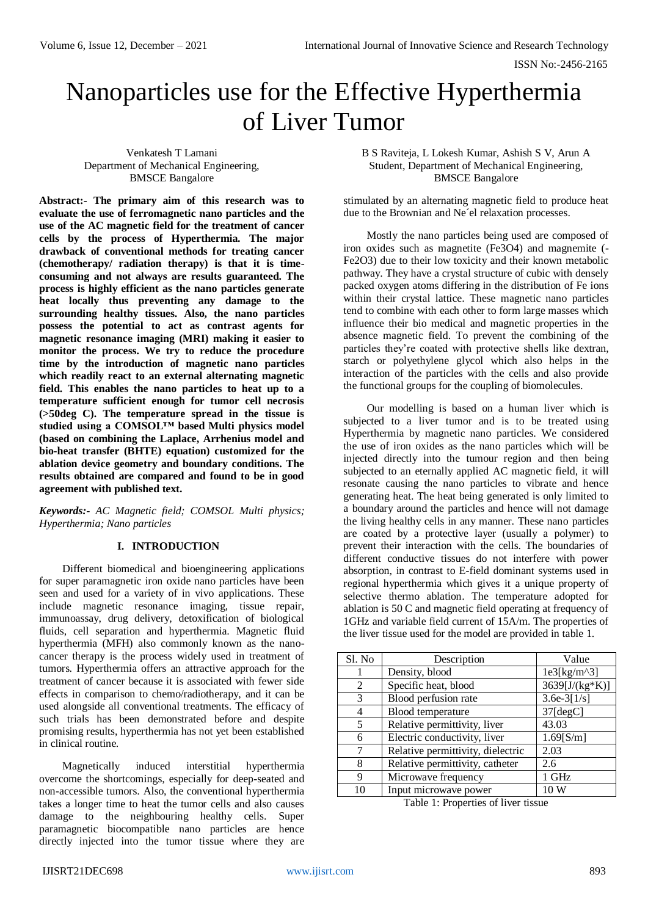# Nanoparticles use for the Effective Hyperthermia of Liver Tumor

Venkatesh T Lamani
Department of Mechanical Engineering,
BMSCE Bangalore

B S Raviteja, L Lokesh Kumar, Ashish S V, Arun A
Student, Department of Mechanical Engineering,
BMSCE Bangalore

**Abstract:- The primary aim of this research was to evaluate the use of ferromagnetic nano particles and the use of the AC magnetic field for the treatment of cancer cells by the process of Hyperthermia. The major drawback of conventional methods for treating cancer (chemotherapy/ radiation therapy) is that it is time-consuming and not always are results guaranteed. The process is highly efficient as the nano particles generate heat locally thus preventing any damage to the surrounding healthy tissues. Also, the nano particles possess the potential to act as contrast agents for magnetic resonance imaging (MRI) making it easier to monitor the process. We try to reduce the procedure time by the introduction of magnetic nano particles which readily react to an external alternating magnetic field. This enables the nano particles to heat up to a temperature sufficient enough for tumor cell necrosis (>50deg C). The temperature spread in the tissue is studied using a COMSOL™ based Multi physics model (based on combining the Laplace, Arrhenius model and bio-heat transfer (BHTE) equation) customized for the ablation device geometry and boundary conditions. The results obtained are compared and found to be in good agreement with published text.**

***Keywords:-*** *AC Magnetic field; COMSOL Multi physics; Hyperthermia; Nano particles*

## I. INTRODUCTION

Different biomedical and bioengineering applications for super paramagnetic iron oxide nano particles have been seen and used for a variety of in vivo applications. These include magnetic resonance imaging, tissue repair, immunoassay, drug delivery, detoxification of biological fluids, cell separation and hyperthermia. Magnetic fluid hyperthermia (MFH) also commonly known as the nano-cancer therapy is the process widely used in treatment of tumors. Hyperthermia offers an attractive approach for the treatment of cancer because it is associated with fewer side effects in comparison to chemo/radiotherapy, and it can be used alongside all conventional treatments. The efficacy of such trials has been demonstrated before and despite promising results, hyperthermia has not yet been established in clinical routine.

Magnetically induced interstitial hyperthermia overcome the shortcomings, especially for deep-seated and non-accessible tumors. Also, the conventional hyperthermia takes a longer time to heat the tumor cells and also causes damage to the neighbouring healthy cells. Super paramagnetic biocompatible nano particles are hence directly injected into the tumor tissue where they are stimulated by an alternating magnetic field to produce heat due to the Brownian and Ne´el relaxation processes.

Mostly the nano particles being used are composed of iron oxides such as magnetite ($Fe_3O_4$) and magnemite (-$Fe_2O_3$) due to their low toxicity and their known metabolic pathway. They have a crystal structure of cubic with densely packed oxygen atoms differing in the distribution of Fe ions within their crystal lattice. These magnetic nano particles tend to combine with each other to form large masses which influence their bio medical and magnetic properties in the absence magnetic field. To prevent the combining of the particles they're coated with protective shells like dextran, starch or polyethylene glycol which also helps in the interaction of the particles with the cells and also provide the functional groups for the coupling of biomolecules.

Our modelling is based on a human liver which is subjected to a liver tumor and is to be treated using Hyperthermia by magnetic nano particles. We considered the use of iron oxides as the nano particles which will be injected directly into the tumour region and then being subjected to an eternally applied AC magnetic field, it will resonate causing the nano particles to vibrate and hence generating heat. The heat being generated is only limited to a boundary around the particles and hence will not damage the living healthy cells in any manner. These nano particles are coated by a protective layer (usually a polymer) to prevent their interaction with the cells. The boundaries of different conductive tissues do not interfere with power absorption, in contrast to E-field dominant systems used in regional hyperthermia which gives it a unique property of selective thermo ablation. The temperature adopted for ablation is 50 C and magnetic field operating at frequency of 1GHz and variable field current of 15A/m. The properties of the liver tissue used for the model are provided in table 1.

| Sl. No | Description | Value |
|---|---|---|
| 1 | Density, blood | 1e3[kg/m^3] |
| 2 | Specific heat, blood | 3639[J/(kg*K)] |
| 3 | Blood perfusion rate | 3.6e-3[1/s] |
| 4 | Blood temperature | 37[degC] |
| 5 | Relative permittivity, liver | 43.03 |
| 6 | Electric conductivity, liver | 1.69[S/m] |
| 7 | Relative permittivity, dielectric | 2.03 |
| 8 | Relative permittivity, catheter | 2.6 |
| 9 | Microwave frequency | 1 GHz |
| 10 | Input microwave power | 10 W |

Table 1: Properties of liver tissue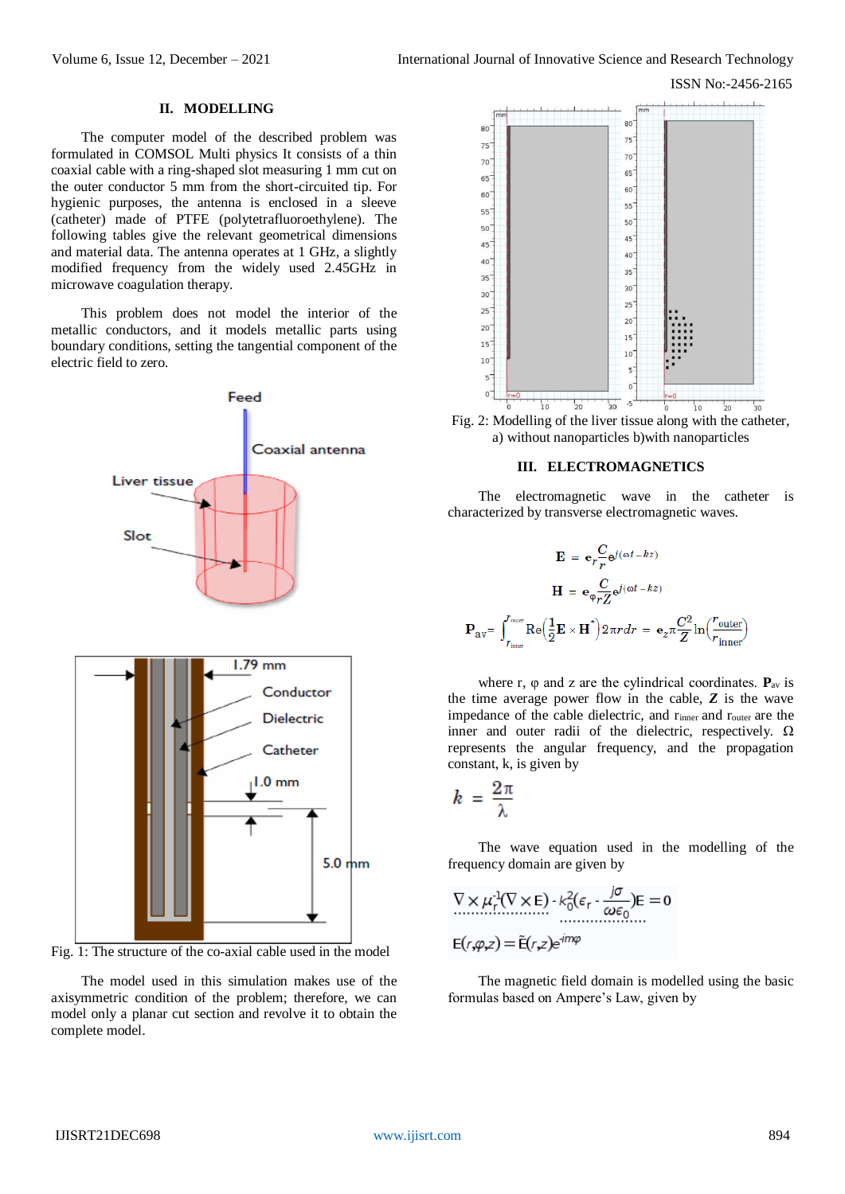## II. MODELLING

The computer model of the described problem was formulated in COMSOL Multi physics It consists of a thin coaxial cable with a ring-shaped slot measuring 1 mm cut on the outer conductor 5 mm from the short-circuited tip. For hygienic purposes, the antenna is enclosed in a sleeve (catheter) made of PTFE (polytetrafluoroethylene). The following tables give the relevant geometrical dimensions and material data. The antenna operates at 1 GHz, a slightly modified frequency from the widely used 2.45GHz in microwave coagulation therapy.

This problem does not model the interior of the metallic conductors, and it models metallic parts using boundary conditions, setting the tangential component of the electric field to zero.

Fig. 1: The structure of the co-axial cable used in the model

The model used in this simulation makes use of the axisymmetric condition of the problem; therefore, we can model only a planar cut section and revolve it to obtain the complete model.

Fig. 2: Modelling of the liver tissue along with the catheter, a) without nanoparticles b)with nanoparticles

## III. ELECTROMAGNETICS

The electromagnetic wave in the catheter is characterized by transverse electromagnetic waves.

$$\mathbf{E} = \mathbf{e}_r \frac{C}{r} e^{j(\omega t - kz)}$$

$$\mathbf{H} = \mathbf{e}_\varphi \frac{C}{rZ} e^{j(\omega t - kz)}$$

$$\mathbf{P}_{av} = \int_{r_{inner}}^{r_{outer}} \mathrm{Re}\left(\frac{1}{2}\mathbf{E} \times \mathbf{H}^*\right) 2\pi r dr = \mathbf{e}_z \pi \frac{C^2}{Z} \ln\left(\frac{r_{outer}}{r_{inner}}\right)$$

where r, φ and z are the cylindrical coordinates. $\mathbf{P}_{av}$ is the time average power flow in the cable, $Z$ is the wave impedance of the cable dielectric, and $r_{inner}$ and $r_{outer}$ are the inner and outer radii of the dielectric, respectively. Ω represents the angular frequency, and the propagation constant, k, is given by

$$k = \frac{2\pi}{\lambda}$$

The wave equation used in the modelling of the frequency domain are given by

$$\nabla \times \mu_r^{-1}(\nabla \times \mathbf{E}) - k_0^2\left(\epsilon_r - \frac{j\sigma}{\omega\epsilon_0}\right)\mathbf{E} = 0$$

$$\mathbf{E}(r,\varphi,z) = \tilde{\mathbf{E}}(r,z)e^{-im\varphi}$$

The magnetic field domain is modelled using the basic formulas based on Ampere's Law, given by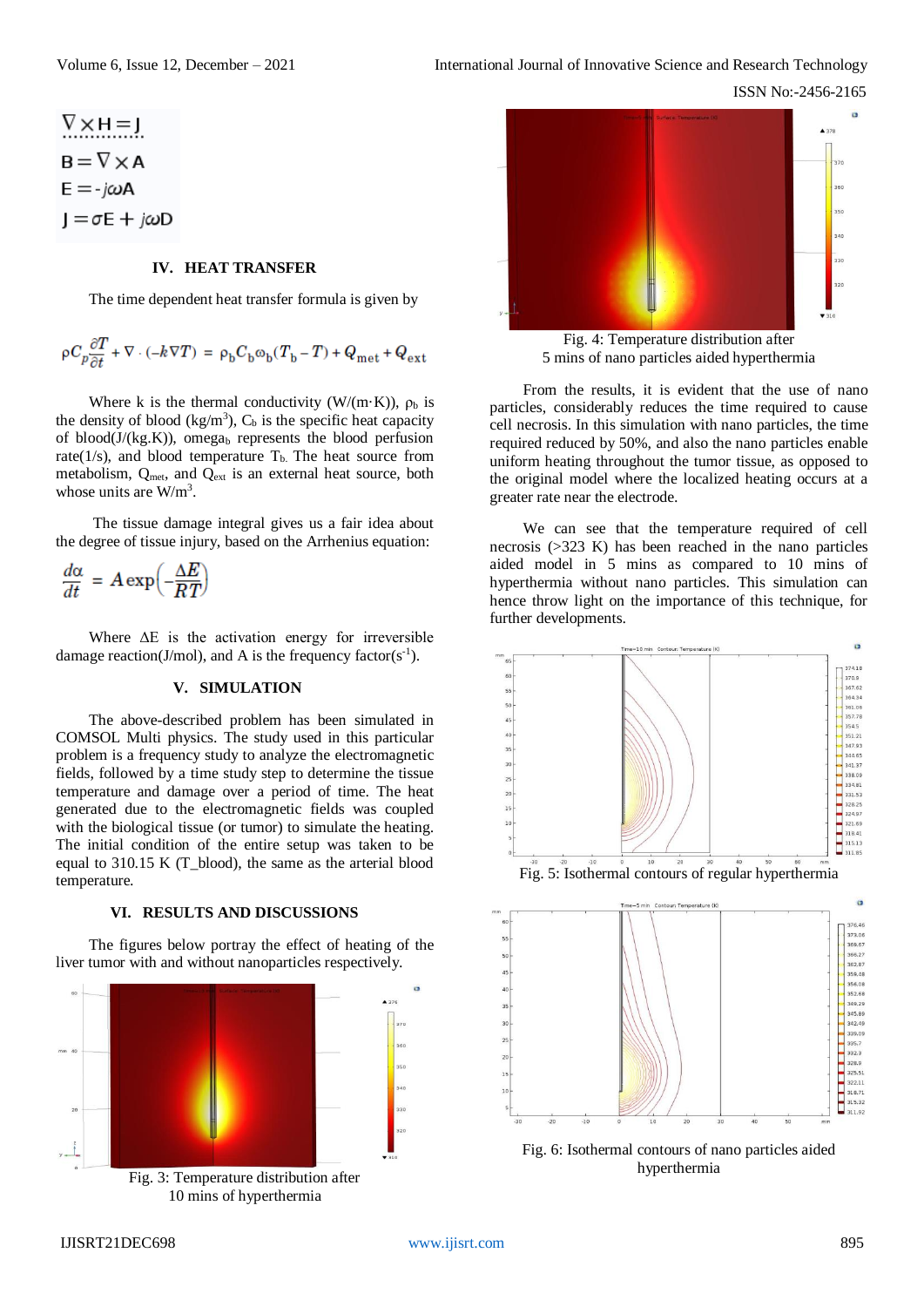$$\nabla \times H = J$$
$$B = \nabla \times A$$
$$E = -j\omega A$$
$$J = \sigma E + j\omega D$$

## IV. HEAT TRANSFER

The time dependent heat transfer formula is given by

$$\rho C_p \frac{\partial T}{\partial t} + \nabla \cdot (-k \nabla T) = \rho_b C_b \omega_b (T_b - T) + Q_{met} + Q_{ext}$$

Where k is the thermal conductivity (W/(m·K)), $\rho_b$ is the density of blood (kg/m$^3$), $C_b$ is the specific heat capacity of blood(J/(kg.K)), omega$_b$ represents the blood perfusion rate(1/s), and blood temperature $T_b$. The heat source from metabolism, $Q_{met}$, and $Q_{ext}$ is an external heat source, both whose units are W/m$^3$.

The tissue damage integral gives us a fair idea about the degree of tissue injury, based on the Arrhenius equation:

$$\frac{d\alpha}{dt} = A \exp\left(-\frac{\Delta E}{RT}\right)$$

Where ΔE is the activation energy for irreversible damage reaction(J/mol), and A is the frequency factor(s$^{-1}$).

## V. SIMULATION

The above-described problem has been simulated in COMSOL Multi physics. The study used in this particular problem is a frequency study to analyze the electromagnetic fields, followed by a time study step to determine the tissue temperature and damage over a period of time. The heat generated due to the electromagnetic fields was coupled with the biological tissue (or tumor) to simulate the heating. The initial condition of the entire setup was taken to be equal to 310.15 K (T_blood), the same as the arterial blood temperature.

## VI. RESULTS AND DISCUSSIONS

The figures below portray the effect of heating of the liver tumor with and without nanoparticles respectively.

Fig. 3: Temperature distribution after 10 mins of hyperthermia

Fig. 4: Temperature distribution after 5 mins of nano particles aided hyperthermia

From the results, it is evident that the use of nano particles, considerably reduces the time required to cause cell necrosis. In this simulation with nano particles, the time required reduced by 50%, and also the nano particles enable uniform heating throughout the tumor tissue, as opposed to the original model where the localized heating occurs at a greater rate near the electrode.

We can see that the temperature required of cell necrosis (>323 K) has been reached in the nano particles aided model in 5 mins as compared to 10 mins of hyperthermia without nano particles. This simulation can hence throw light on the importance of this technique, for further developments.

Fig. 5: Isothermal contours of regular hyperthermia

Fig. 6: Isothermal contours of nano particles aided hyperthermia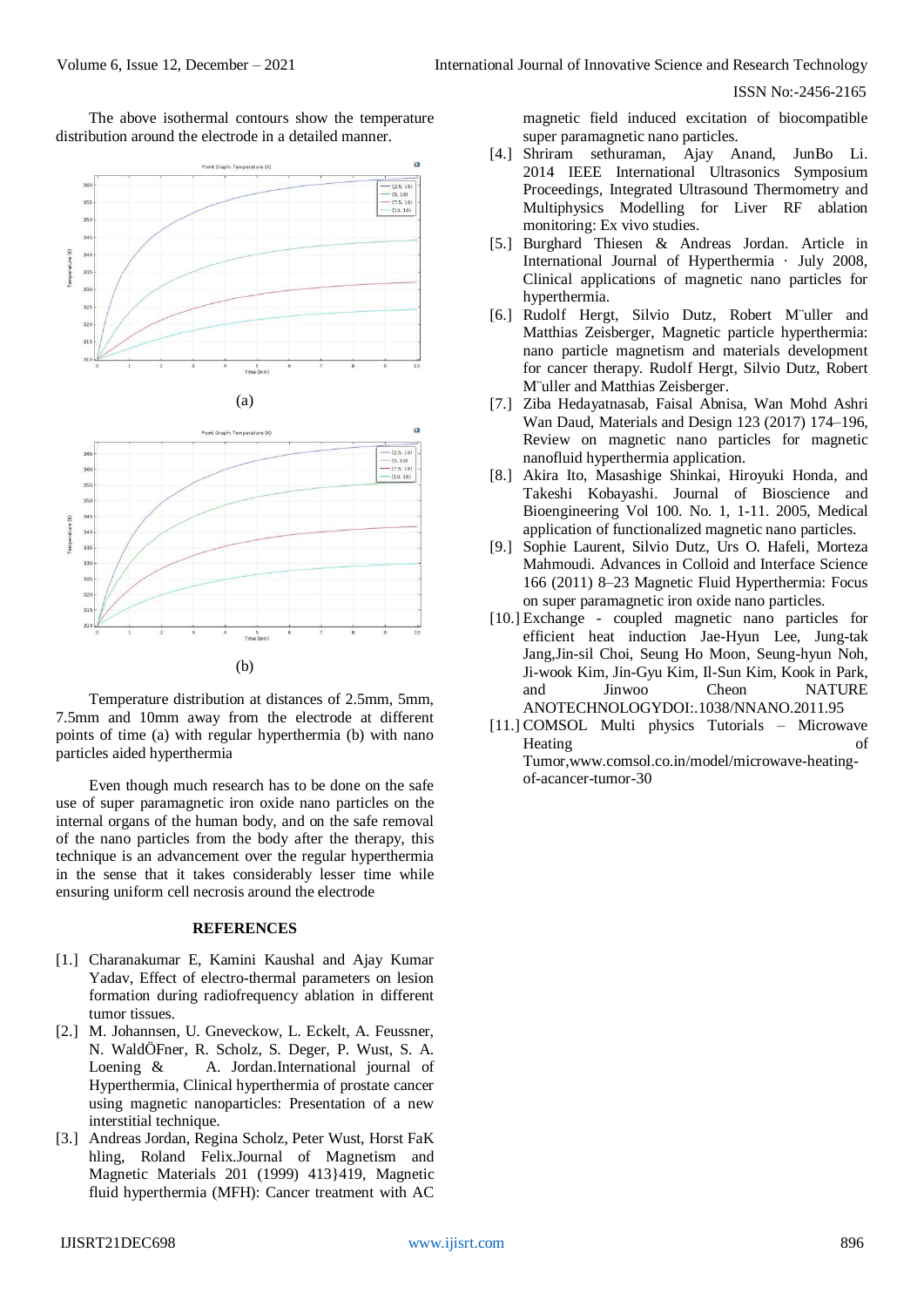The above isothermal contours show the temperature distribution around the electrode in a detailed manner.

Point Graph: Temperature (K)

Temperature (K)

360
355
350
345
340
335
330
325
320
315
310

0 1 2 3 4 5 6 7 8 9 10

Time (min)

(2.5, 16)
(5, 16)
(7.5, 16)
(10, 16)

(a)

Point Graph: Temperature (K)

Temperature (K)

365
360
355
350
345
340
335
330
325
320
315
310

0 1 2 3 4 5 6 7 8 9 10

Time (min)

(2.5, 16)
(5, 16)
(7.5, 16)
(10, 16)

(b)

Temperature distribution at distances of 2.5mm, 5mm, 7.5mm and 10mm away from the electrode at different points of time (a) with regular hyperthermia (b) with nano particles aided hyperthermia

Even though much research has to be done on the safe use of super paramagnetic iron oxide nano particles on the internal organs of the human body, and on the safe removal of the nano particles from the body after the therapy, this technique is an advancement over the regular hyperthermia in the sense that it takes considerably lesser time while ensuring uniform cell necrosis around the electrode

## REFERENCES

[1.] Charanakumar E, Kamini Kaushal and Ajay Kumar Yadav, Effect of electro-thermal parameters on lesion formation during radiofrequency ablation in different tumor tissues.

[2.] M. Johannsen, U. Gneveckow, L. Eckelt, A. Feussner, N. WaldÖFner, R. Scholz, S. Deger, P. Wust, S. A. Loening & A. Jordan.International journal of Hyperthermia, Clinical hyperthermia of prostate cancer using magnetic nanoparticles: Presentation of a new interstitial technique.

[3.] Andreas Jordan, Regina Scholz, Peter Wust, Horst FaK hling, Roland Felix.Journal of Magnetism and Magnetic Materials 201 (1999) 413}419, Magnetic fluid hyperthermia (MFH): Cancer treatment with AC magnetic field induced excitation of biocompatible super paramagnetic nano particles.

[4.] Shriram sethuraman, Ajay Anand, JunBo Li. 2014 IEEE International Ultrasonics Symposium Proceedings, Integrated Ultrasound Thermometry and Multiphysics Modelling for Liver RF ablation monitoring: Ex vivo studies.

[5.] Burghard Thiesen & Andreas Jordan. Article in International Journal of Hyperthermia · July 2008, Clinical applications of magnetic nano particles for hyperthermia.

[6.] Rudolf Hergt, Silvio Dutz, Robert M¨uller and Matthias Zeisberger, Magnetic particle hyperthermia: nano particle magnetism and materials development for cancer therapy. Rudolf Hergt, Silvio Dutz, Robert M¨uller and Matthias Zeisberger.

[7.] Ziba Hedayatnasab, Faisal Abnisa, Wan Mohd Ashri Wan Daud, Materials and Design 123 (2017) 174–196, Review on magnetic nano particles for magnetic nanofluid hyperthermia application.

[8.] Akira Ito, Masashige Shinkai, Hiroyuki Honda, and Takeshi Kobayashi. Journal of Bioscience and Bioengineering Vol 100. No. 1, 1-11. 2005, Medical application of functionalized magnetic nano particles.

[9.] Sophie Laurent, Silvio Dutz, Urs O. Hafeli, Morteza Mahmoudi. Advances in Colloid and Interface Science 166 (2011) 8–23 Magnetic Fluid Hyperthermia: Focus on super paramagnetic iron oxide nano particles.

[10.] Exchange - coupled magnetic nano particles for efficient heat induction Jae-Hyun Lee, Jung-tak Jang,Jin-sil Choi, Seung Ho Moon, Seung-hyun Noh, Ji-wook Kim, Jin-Gyu Kim, Il-Sun Kim, Kook in Park, and Jinwoo Cheon NATURE ANOTECHNOLOGYDOI:.1038/NNANO.2011.95

[11.] COMSOL Multi physics Tutorials – Microwave Heating of Tumor,www.comsol.co.in/model/microwave-heating-of-acancer-tumor-30